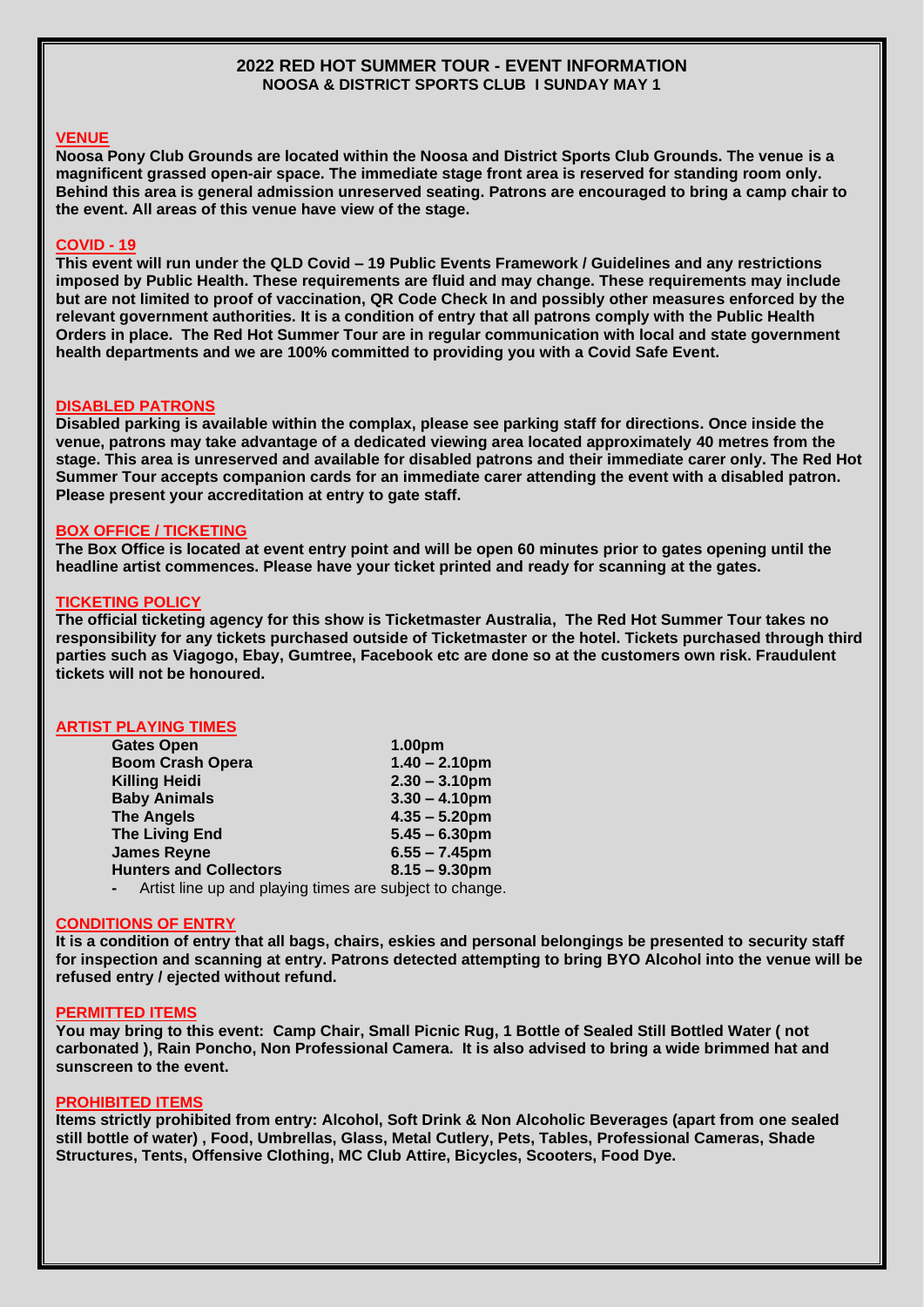# 2022 RED HOT SUMMER TOUR - EVENT INFORMATION

## NOOSA & DISTRICT SPORTS CLUB I SUNDAY MAY 1

### VENUE

**Noosa Pony Club Grounds are located within the Noosa and District Sports Club Grounds. The venue is a magnificent grassed open-air space. The immediate stage front area is reserved for standing room only. Behind this area is general admission unreserved seating. Patrons are encouraged to bring a camp chair to the event. All areas of this venue have view of the stage.**

### COVID - 19

**This event will run under the QLD Covid – 19 Public Events Framework / Guidelines and any restrictions imposed by Public Health. These requirements are fluid and may change. These requirements may include but are not limited to proof of vaccination, QR Code Check In and possibly other measures enforced by the relevant government authorities. It is a condition of entry that all patrons comply with the Public Health Orders in place. The Red Hot Summer Tour are in regular communication with local and state government health departments and we are 100% committed to providing you with a Covid Safe Event.**

### DISABLED PATRONS

**Disabled parking is available within the complax, please see parking staff for directions. Once inside the venue, patrons may take advantage of a dedicated viewing area located approximately 40 metres from the stage. This area is unreserved and available for disabled patrons and their immediate carer only. The Red Hot Summer Tour accepts companion cards for an immediate carer attending the event with a disabled patron. Please present your accreditation at entry to gate staff.**

### BOX OFFICE / TICKETING

**The Box Office is located at event entry point and will be open 60 minutes prior to gates opening until the headline artist commences. Please have your ticket printed and ready for scanning at the gates.**

### TICKETING POLICY

**The official ticketing agency for this show is Ticketmaster Australia, The Red Hot Summer Tour takes no responsibility for any tickets purchased outside of Ticketmaster or the hotel. Tickets purchased through third parties such as Viagogo, Ebay, Gumtree, Facebook etc are done so at the customers own risk. Fraudulent tickets will not be honoured.**

### ARTIST PLAYING TIMES

| | |
|---|---|
| **Gates Open** | **1.00pm** |
| **Boom Crash Opera** | **1.40 – 2.10pm** |
| **Killing Heidi** | **2.30 – 3.10pm** |
| **Baby Animals** | **3.30 – 4.10pm** |
| **The Angels** | **4.35 – 5.20pm** |
| **The Living End** | **5.45 – 6.30pm** |
| **James Reyne** | **6.55 – 7.45pm** |
| **Hunters and Collectors** | **8.15 – 9.30pm** |

- Artist line up and playing times are subject to change.

### CONDITIONS OF ENTRY

**It is a condition of entry that all bags, chairs, eskies and personal belongings be presented to security staff for inspection and scanning at entry. Patrons detected attempting to bring BYO Alcohol into the venue will be refused entry / ejected without refund.**

### PERMITTED ITEMS

**You may bring to this event: Camp Chair, Small Picnic Rug, 1 Bottle of Sealed Still Bottled Water ( not carbonated ), Rain Poncho, Non Professional Camera. It is also advised to bring a wide brimmed hat and sunscreen to the event.**

### PROHIBITED ITEMS

**Items strictly prohibited from entry: Alcohol, Soft Drink & Non Alcoholic Beverages (apart from one sealed still bottle of water) , Food, Umbrellas, Glass, Metal Cutlery, Pets, Tables, Professional Cameras, Shade Structures, Tents, Offensive Clothing, MC Club Attire, Bicycles, Scooters, Food Dye.**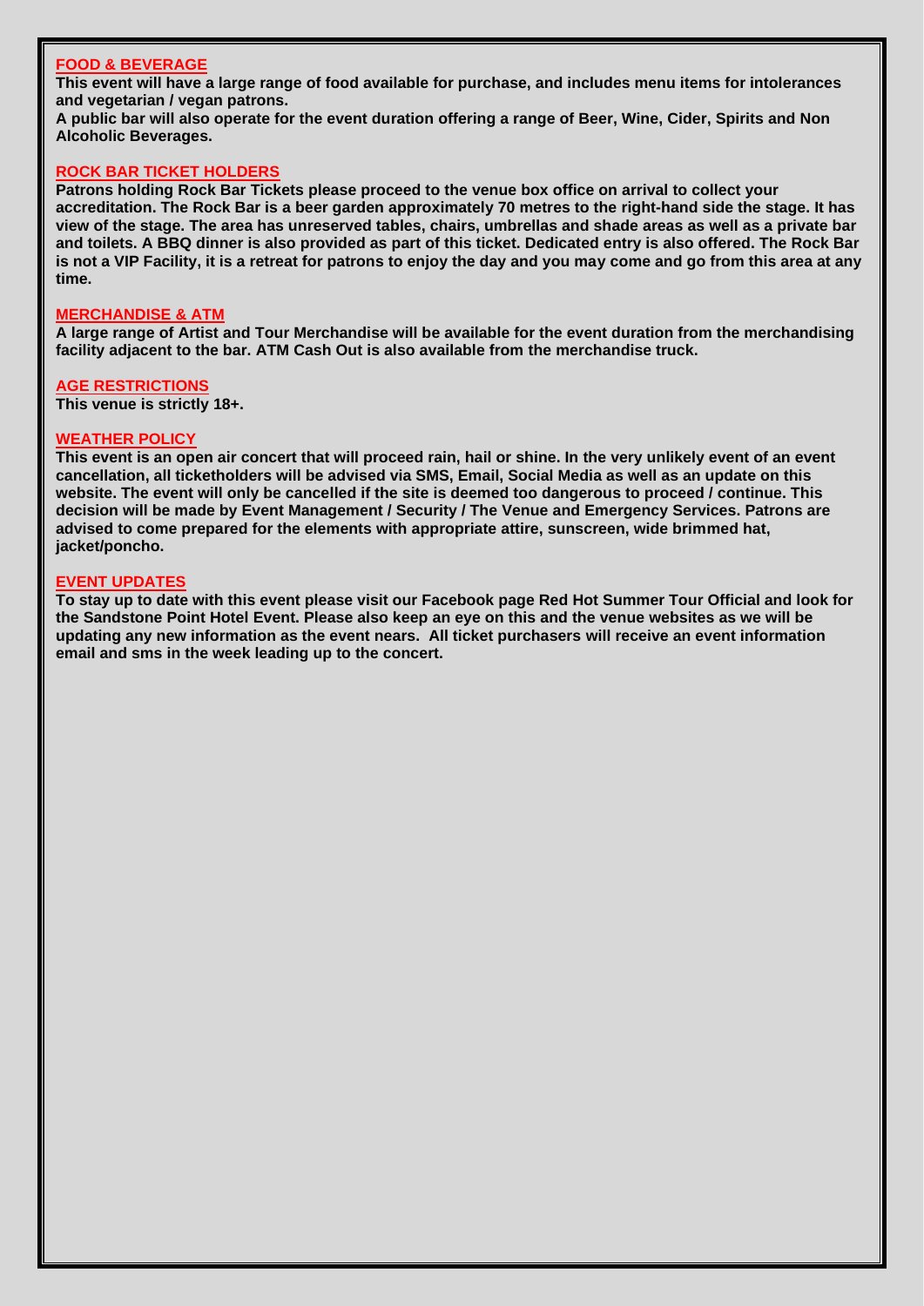## FOOD & BEVERAGE

**This event will have a large range of food available for purchase, and includes menu items for intolerances and vegetarian / vegan patrons.**

**A public bar will also operate for the event duration offering a range of Beer, Wine, Cider, Spirits and Non Alcoholic Beverages.**

## ROCK BAR TICKET HOLDERS

**Patrons holding Rock Bar Tickets please proceed to the venue box office on arrival to collect your accreditation. The Rock Bar is a beer garden approximately 70 metres to the right-hand side the stage. It has view of the stage. The area has unreserved tables, chairs, umbrellas and shade areas as well as a private bar and toilets. A BBQ dinner is also provided as part of this ticket. Dedicated entry is also offered. The Rock Bar is not a VIP Facility, it is a retreat for patrons to enjoy the day and you may come and go from this area at any time.**

## MERCHANDISE & ATM

**A large range of Artist and Tour Merchandise will be available for the event duration from the merchandising facility adjacent to the bar. ATM Cash Out is also available from the merchandise truck.**

## AGE RESTRICTIONS

**This venue is strictly 18+.**

## WEATHER POLICY

**This event is an open air concert that will proceed rain, hail or shine. In the very unlikely event of an event cancellation, all ticketholders will be advised via SMS, Email, Social Media as well as an update on this website. The event will only be cancelled if the site is deemed too dangerous to proceed / continue. This decision will be made by Event Management / Security / The Venue and Emergency Services. Patrons are advised to come prepared for the elements with appropriate attire, sunscreen, wide brimmed hat, jacket/poncho.**

## EVENT UPDATES

**To stay up to date with this event please visit our Facebook page Red Hot Summer Tour Official and look for the Sandstone Point Hotel Event. Please also keep an eye on this and the venue websites as we will be updating any new information as the event nears. All ticket purchasers will receive an event information email and sms in the week leading up to the concert.**